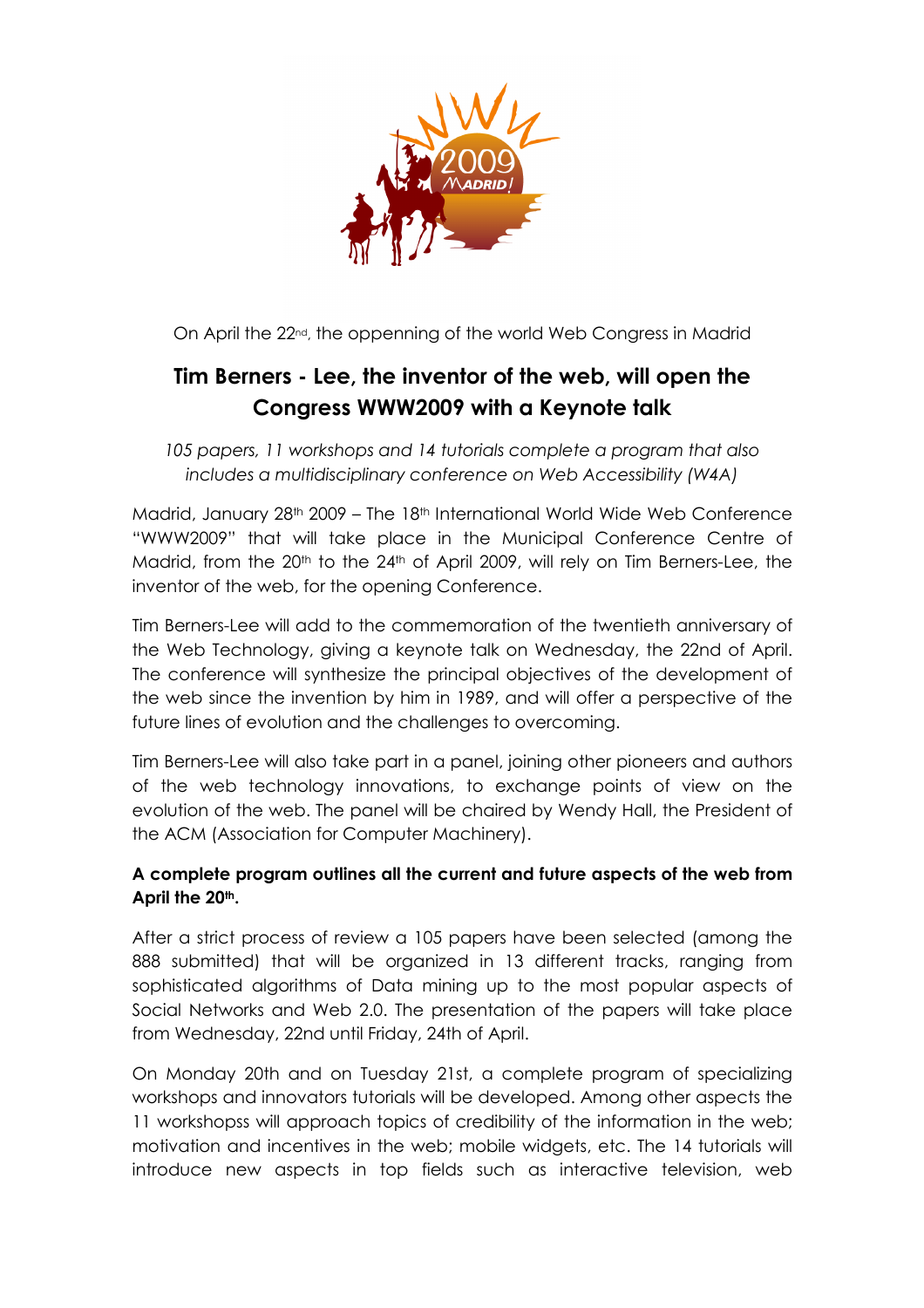On April the 22nd, the oppenning of the world Web Congress in Madrid

# Tim Berners - Lee, the inventor of the web, will open the Congress WWW2009 with a Keynote talk

*105 papers, 11 workshops and 14 tutorials complete a program that also includes a multidisciplinary conference on Web Accessibility (W4A)*

Madrid, January 28th 2009 – The 18th International World Wide Web Conference "WWW2009" that will take place in the Municipal Conference Centre of Madrid, from the 20th to the 24th of April 2009, will rely on Tim Berners-Lee, the inventor of the web, for the opening Conference.

Tim Berners-Lee will add to the commemoration of the twentieth anniversary of the Web Technology, giving a keynote talk on Wednesday, the 22nd of April. The conference will synthesize the principal objectives of the development of the web since the invention by him in 1989, and will offer a perspective of the future lines of evolution and the challenges to overcoming.

Tim Berners-Lee will also take part in a panel, joining other pioneers and authors of the web technology innovations, to exchange points of view on the evolution of the web. The panel will be chaired by Wendy Hall, the President of the ACM (Association for Computer Machinery).

**A complete program outlines all the current and future aspects of the web from April the 20th.**

After a strict process of review a 105 papers have been selected (among the 888 submitted) that will be organized in 13 different tracks, ranging from sophisticated algorithms of Data mining up to the most popular aspects of Social Networks and Web 2.0. The presentation of the papers will take place from Wednesday, 22nd until Friday, 24th of April.

On Monday 20th and on Tuesday 21st, a complete program of specializing workshops and innovators tutorials will be developed. Among other aspects the 11 workshopss will approach topics of credibility of the information in the web; motivation and incentives in the web; mobile widgets, etc. The 14 tutorials will introduce new aspects in top fields such as interactive television, web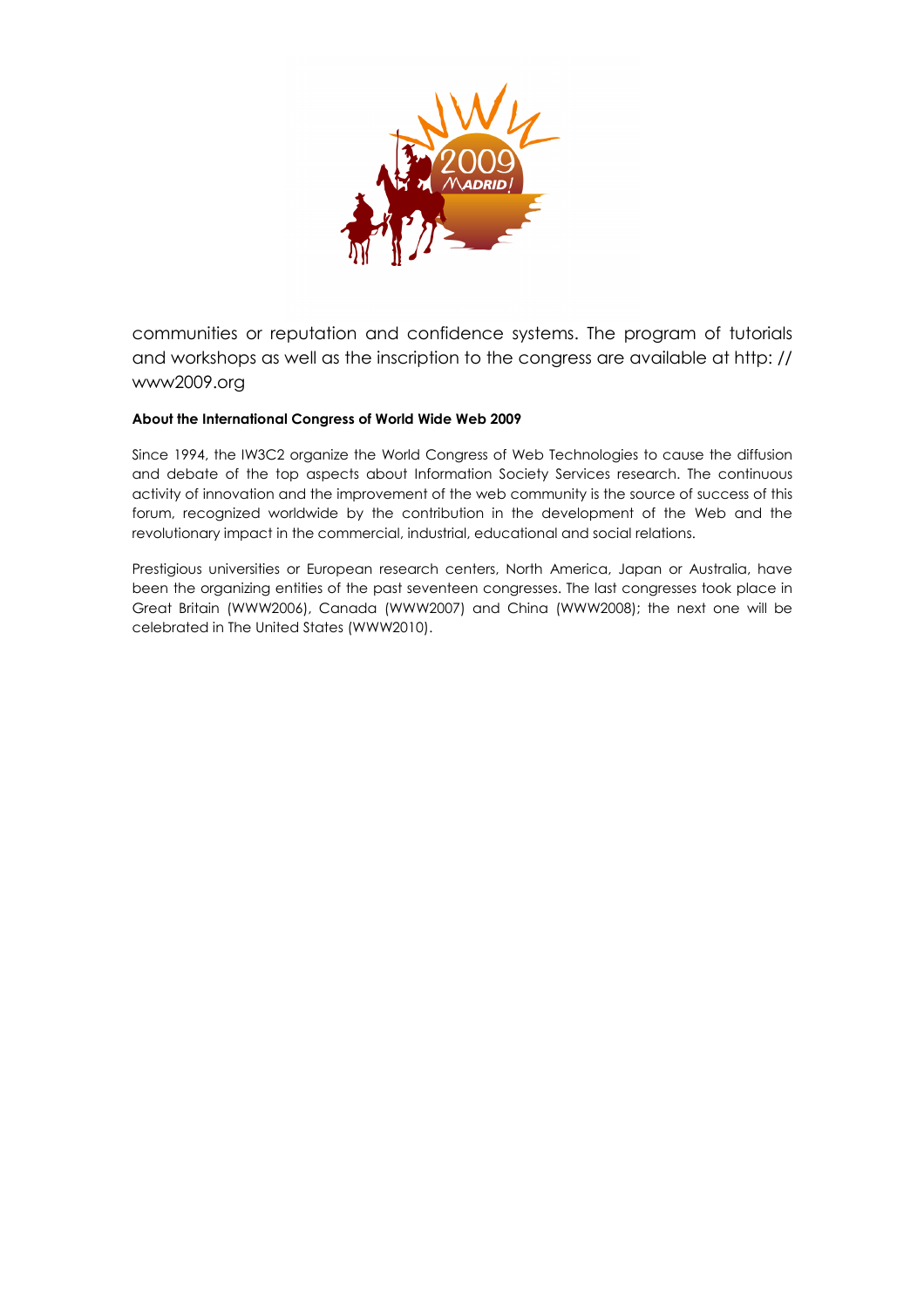communities or reputation and confidence systems. The program of tutorials and workshops as well as the inscription to the congress are available at http: // www2009.org

**About the International Congress of World Wide Web 2009**

Since 1994, the IW3C2 organize the World Congress of Web Technologies to cause the diffusion and debate of the top aspects about Information Society Services research. The continuous activity of innovation and the improvement of the web community is the source of success of this forum, recognized worldwide by the contribution in the development of the Web and the revolutionary impact in the commercial, industrial, educational and social relations.

Prestigious universities or European research centers, North America, Japan or Australia, have been the organizing entities of the past seventeen congresses. The last congresses took place in Great Britain (WWW2006), Canada (WWW2007) and China (WWW2008); the next one will be celebrated in The United States (WWW2010).